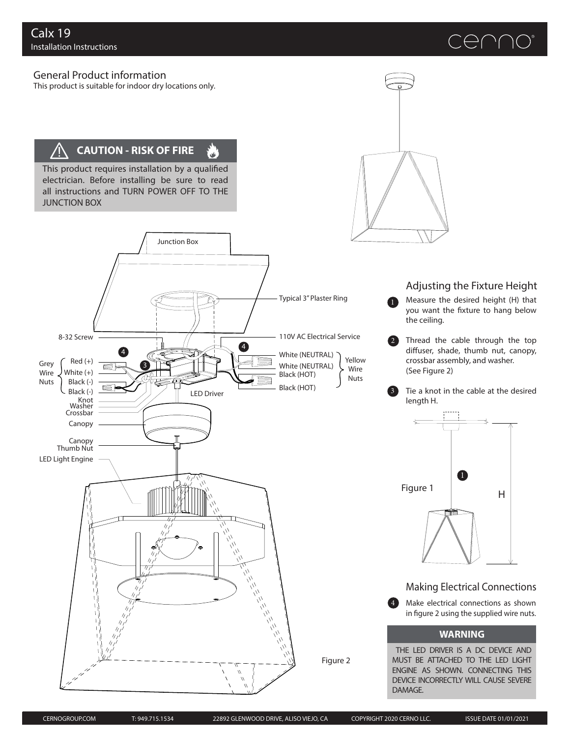# Calx 19

Installation Instructions

## General Product information

This product is suitable for indoor dry locations only.

**CAUTION - RISK OF FIRE**

This product requires installation by a qualified electrician. Before installing be sure to read all instructions and TURN POWER OFF TO THE JUNCTION BOX

Junction Box

Typical 3" Plaster Ring

8-32 Screw

110V AC Electrical Service

Grey Wire Nuts: Red (+), White (+), Black (-), Black (-)

Yellow Wire Nuts: White (NEUTRAL), White (NEUTRAL), Black (HOT), Black (HOT)

Knot

Washer

Crossbar

LED Driver

Canopy

Canopy Thumb Nut

LED Light Engine

Figure 2

## Adjusting the Fixture Height

1. Measure the desired height (H) that you want the fixture to hang below the ceiling.
2. Thread the cable through the top diffuser, shade, thumb nut, canopy, crossbar assembly, and washer. (See Figure 2)
3. Tie a knot in the cable at the desired length H.

Figure 1

H

## Making Electrical Connections

4. Make electrical connections as shown in figure 2 using the supplied wire nuts.

**WARNING**

THE LED DRIVER IS A DC DEVICE AND MUST BE ATTACHED TO THE LED LIGHT ENGINE AS SHOWN. CONNECTING THIS DEVICE INCORRECTLY WILL CAUSE SEVERE DAMAGE.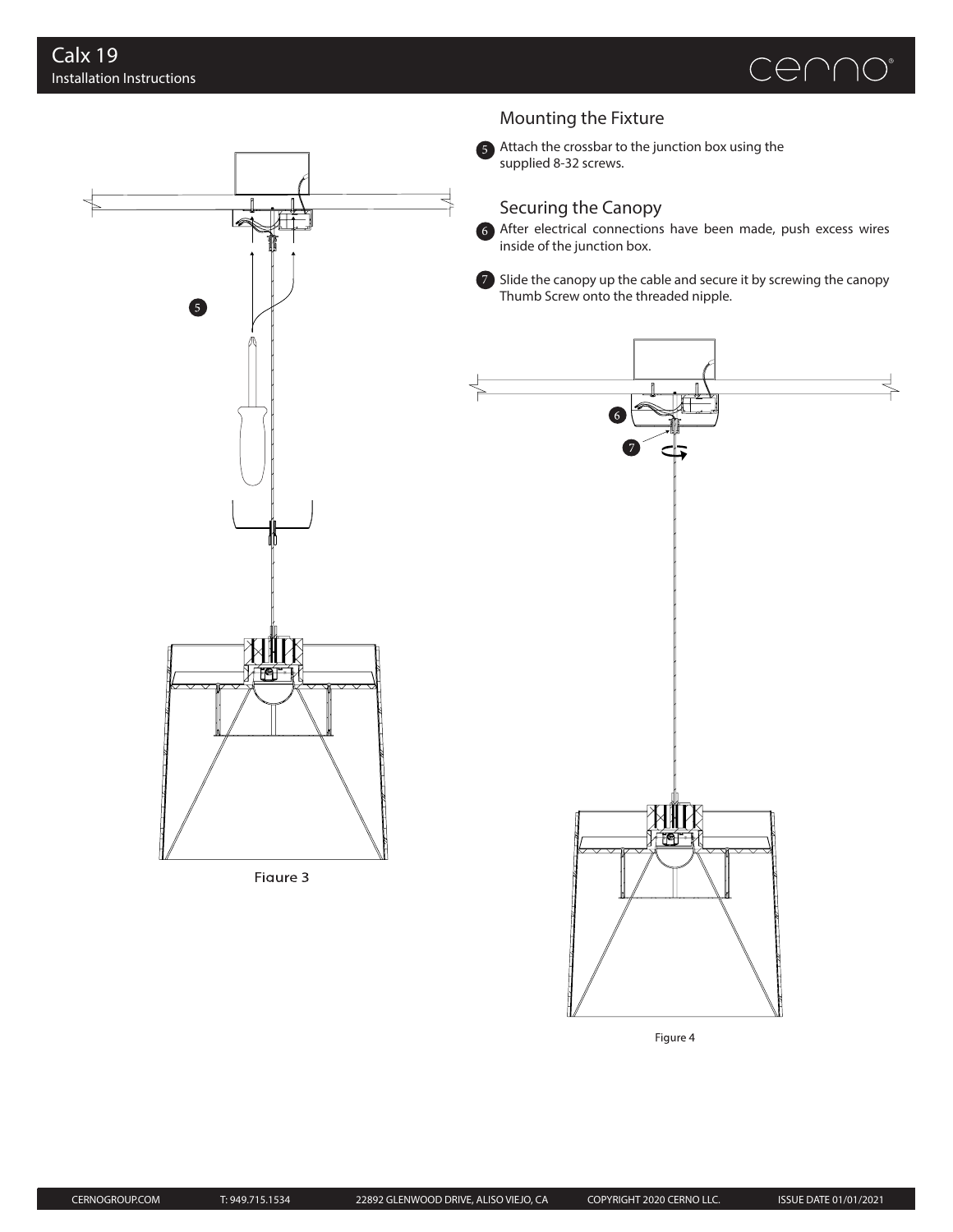## Mounting the Fixture

5. Attach the crossbar to the junction box using the supplied 8-32 screws.

## Securing the Canopy

6. After electrical connections have been made, push excess wires inside of the junction box.

7. Slide the canopy up the cable and secure it by screwing the canopy Thumb Screw onto the threaded nipple.

Figure 3

Figure 4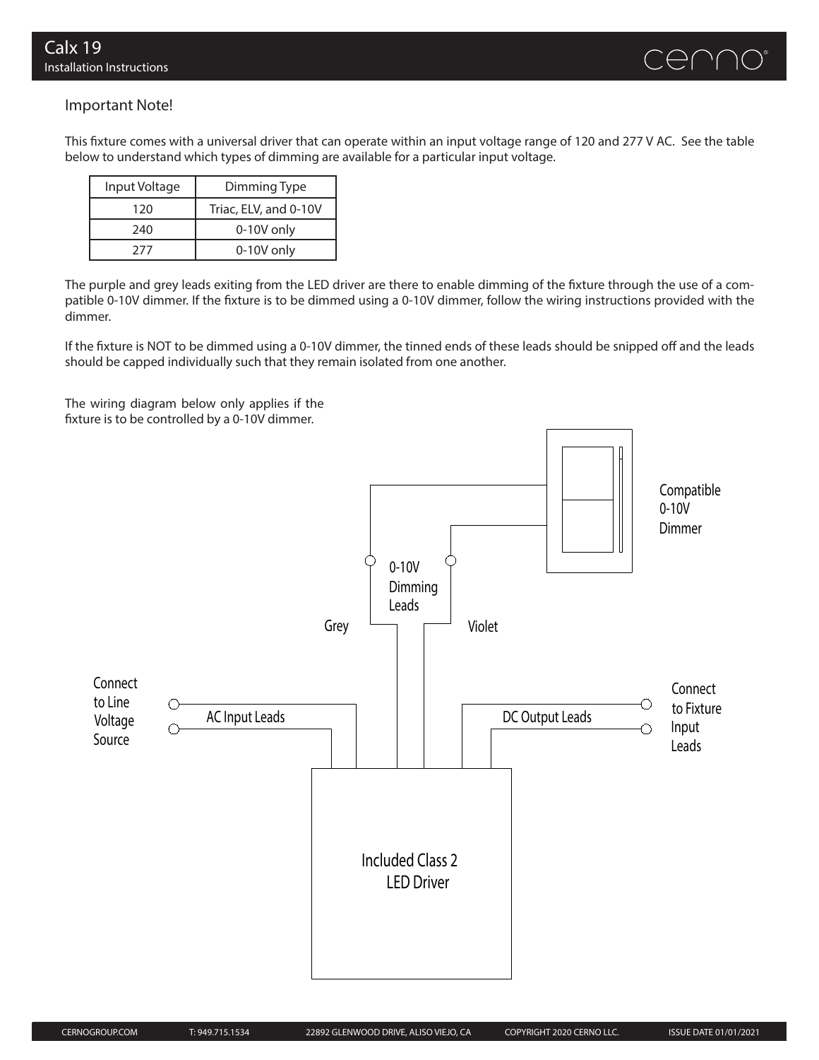## Important Note!

This fixture comes with a universal driver that can operate within an input voltage range of 120 and 277 V AC. See the table below to understand which types of dimming are available for a particular input voltage.

| Input Voltage | Dimming Type |
|---|---|
| 120 | Triac, ELV, and 0-10V |
| 240 | 0-10V only |
| 277 | 0-10V only |

The purple and grey leads exiting from the LED driver are there to enable dimming of the fixture through the use of a compatible 0-10V dimmer. If the fixture is to be dimmed using a 0-10V dimmer, follow the wiring instructions provided with the dimmer.

If the fixture is NOT to be dimmed using a 0-10V dimmer, the tinned ends of these leads should be snipped off and the leads should be capped individually such that they remain isolated from one another.

The wiring diagram below only applies if the fixture is to be controlled by a 0-10V dimmer.

Compatible 0-10V Dimmer

0-10V Dimming Leads

Grey

Violet

Connect to Line Voltage Source

AC Input Leads

DC Output Leads

Connect to Fixture Input Leads

Included Class 2 LED Driver